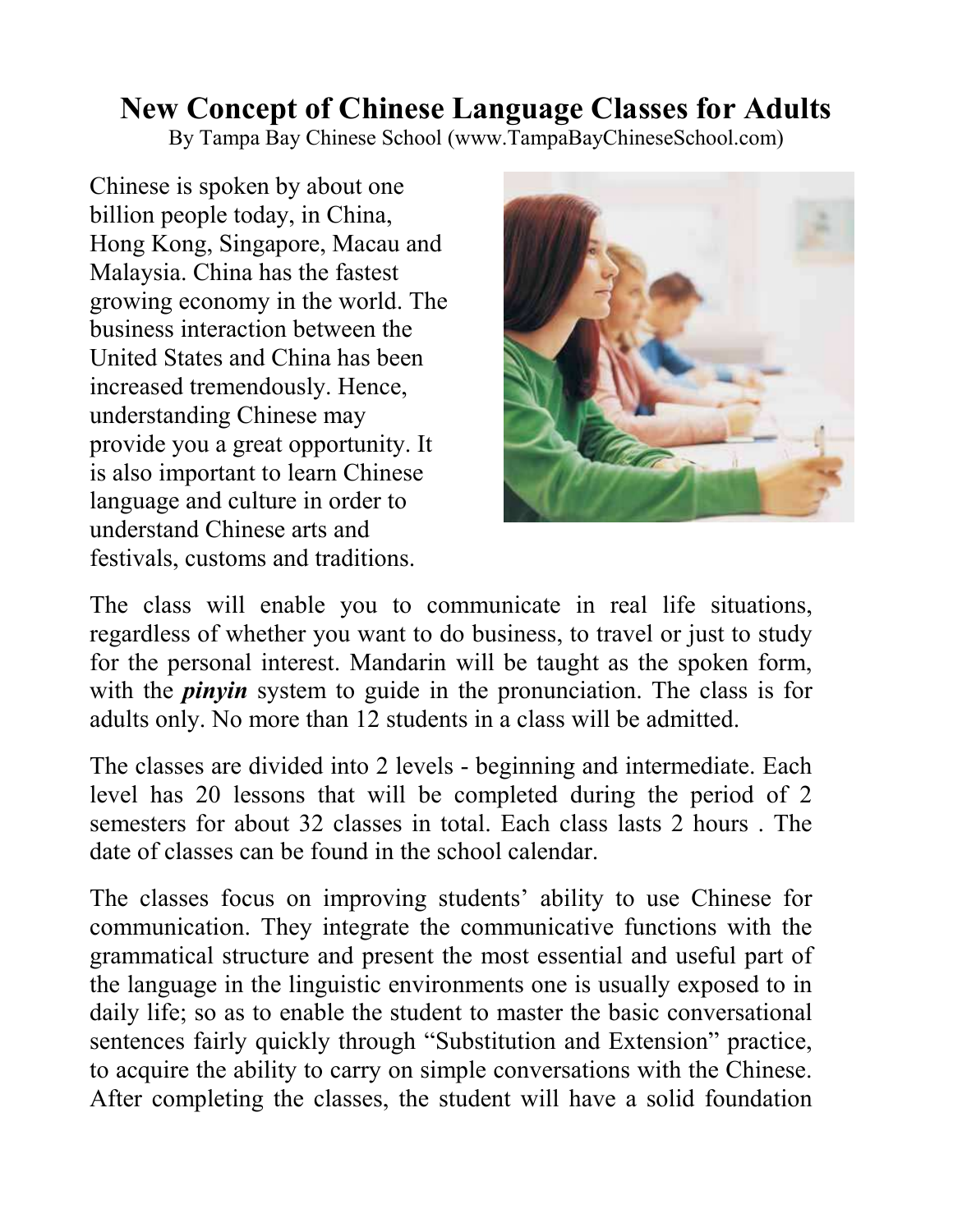# New Concept of Chinese Language Classes for Adults

By Tampa Bay Chinese School (www.TampaBayChineseSchool.com)

Chinese is spoken by about one billion people today, in China, Hong Kong, Singapore, Macau and Malaysia. China has the fastest growing economy in the world. The business interaction between the United States and China has been increased tremendously. Hence, understanding Chinese may provide you a great opportunity. It is also important to learn Chinese language and culture in order to understand Chinese arts and festivals, customs and traditions.

The class will enable you to communicate in real life situations, regardless of whether you want to do business, to travel or just to study for the personal interest. Mandarin will be taught as the spoken form, with the ***pinyin*** system to guide in the pronunciation. The class is for adults only. No more than 12 students in a class will be admitted.

The classes are divided into 2 levels - beginning and intermediate. Each level has 20 lessons that will be completed during the period of 2 semesters for about 32 classes in total. Each class lasts 2 hours . The date of classes can be found in the school calendar.

The classes focus on improving students' ability to use Chinese for communication. They integrate the communicative functions with the grammatical structure and present the most essential and useful part of the language in the linguistic environments one is usually exposed to in daily life; so as to enable the student to master the basic conversational sentences fairly quickly through "Substitution and Extension" practice, to acquire the ability to carry on simple conversations with the Chinese. After completing the classes, the student will have a solid foundation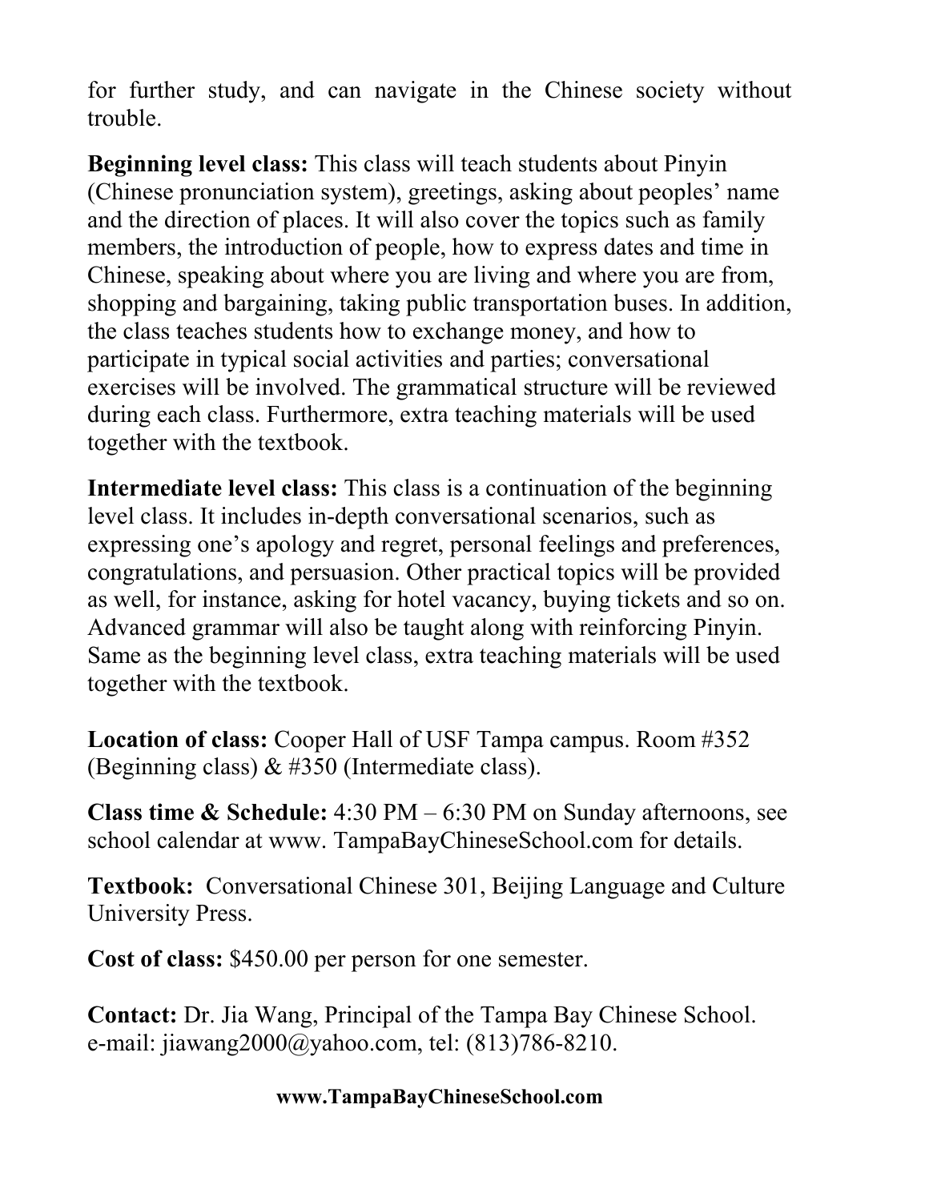for further study, and can navigate in the Chinese society without trouble.

**Beginning level class:** This class will teach students about Pinyin (Chinese pronunciation system), greetings, asking about peoples' name and the direction of places. It will also cover the topics such as family members, the introduction of people, how to express dates and time in Chinese, speaking about where you are living and where you are from, shopping and bargaining, taking public transportation buses. In addition, the class teaches students how to exchange money, and how to participate in typical social activities and parties; conversational exercises will be involved. The grammatical structure will be reviewed during each class. Furthermore, extra teaching materials will be used together with the textbook.

**Intermediate level class:** This class is a continuation of the beginning level class. It includes in-depth conversational scenarios, such as expressing one's apology and regret, personal feelings and preferences, congratulations, and persuasion. Other practical topics will be provided as well, for instance, asking for hotel vacancy, buying tickets and so on. Advanced grammar will also be taught along with reinforcing Pinyin. Same as the beginning level class, extra teaching materials will be used together with the textbook.

**Location of class:** Cooper Hall of USF Tampa campus. Room #352 (Beginning class) & #350 (Intermediate class).

**Class time & Schedule:** 4:30 PM – 6:30 PM on Sunday afternoons, see school calendar at www. TampaBayChineseSchool.com for details.

**Textbook:** Conversational Chinese 301, Beijing Language and Culture University Press.

**Cost of class:** $450.00 per person for one semester.

**Contact:** Dr. Jia Wang, Principal of the Tampa Bay Chinese School. e-mail: jiawang2000@yahoo.com, tel: (813)786-8210.

**www.TampaBayChineseSchool.com**